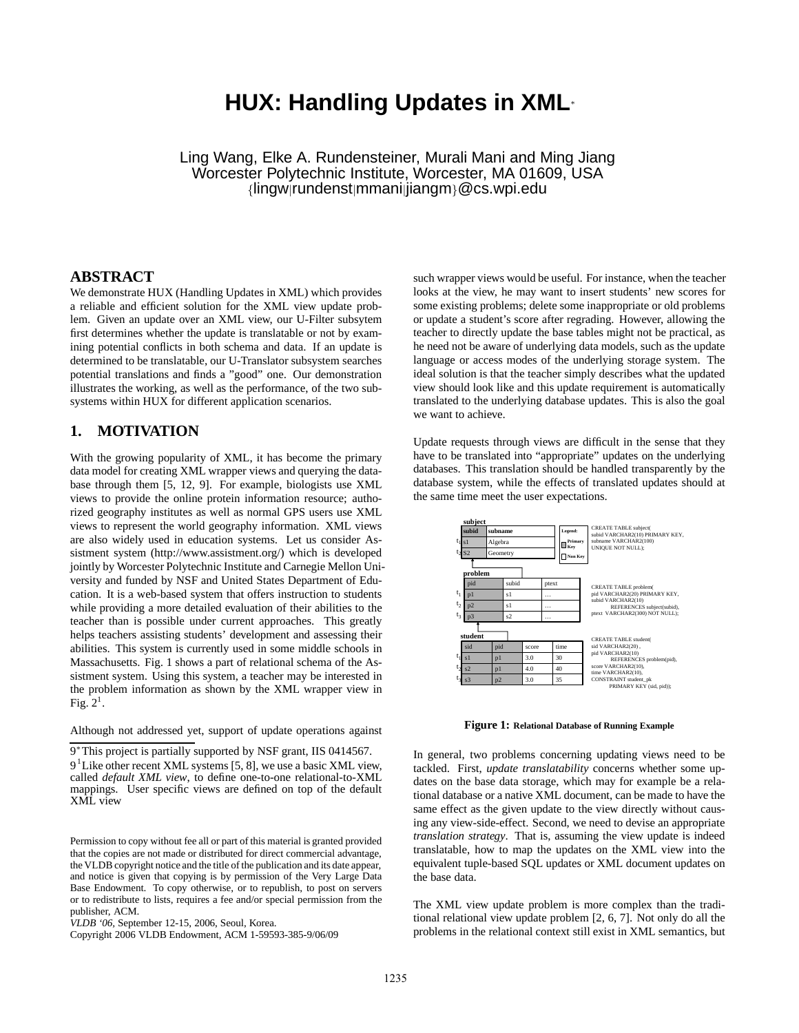# HUX: Handling Updates in XML*

Ling Wang, Elke A. Rundensteiner, Murali Mani and Ming Jiang
Worcester Polytechnic Institute, Worcester, MA 01609, USA
{lingw|rundenst|mmani|jiangm}@cs.wpi.edu

## ABSTRACT

We demonstrate HUX (Handling Updates in XML) which provides a reliable and efficient solution for the XML view update problem. Given an update over an XML view, our U-Filter subsytem first determines whether the update is translatable or not by examining potential conflicts in both schema and data. If an update is determined to be translatable, our U-Translator subsystem searches potential translations and finds a "good" one. Our demonstration illustrates the working, as well as the performance, of the two subsystems within HUX for different application scenarios.

## 1. MOTIVATION

With the growing popularity of XML, it has become the primary data model for creating XML wrapper views and querying the database through them [5, 12, 9]. For example, biologists use XML views to provide the online protein information resource; authorized geography institutes as well as normal GPS users use XML views to represent the world geography information. XML views are also widely used in education systems. Let us consider Assistment system (http://www.assistment.org/) which is developed jointly by Worcester Polytechnic Institute and Carnegie Mellon University and funded by NSF and United States Department of Education. It is a web-based system that offers instruction to students while providing a more detailed evaluation of their abilities to the teacher than is possible under current approaches. This greatly helps teachers assisting students' development and assessing their abilities. This system is currently used in some middle schools in Massachusetts. Fig. 1 shows a part of relational schema of the Assistment system. Using this system, a teacher may be interested in the problem information as shown by the XML wrapper view in Fig. 2[1].

Although not addressed yet, support of update operations against such wrapper views would be useful. For instance, when the teacher looks at the view, he may want to insert students' new scores for some existing problems; delete some inappropriate or old problems or update a student's score after regrading. However, allowing the teacher to directly update the base tables might not be practical, as he need not be aware of underlying data models, such as the update language or access modes of the underlying storage system. The ideal solution is that the teacher simply describes what the updated view should look like and this update requirement is automatically translated to the underlying database updates. This is also the goal we want to achieve.

Update requests through views are difficult in the sense that they have to be translated into "appropriate" updates on the underlying databases. This translation should be handled transparently by the database system, while the effects of translated updates should at the same time meet the user expectations.

**subject**

| | subid | subname |
|---|---|---|
| $t_1$ | s1 | Algebra |
| $t_2$ | S2 | Geometry |

Legend: Primary Key / Non Key

```
CREATE TABLE subject(
subid VARCHAR2(10) PRIMARY KEY,
subname VARCHAR2(100)
UNIQUE NOT NULL);
```

**problem**

| | pid | subid | ptext |
|---|---|---|---|
| $t_1$ | p1 | s1 | … |
| $t_2$ | p2 | s1 | … |
| $t_3$ | p3 | s2 | … |

```
CREATE TABLE problem(
pid VARCHAR2(20) PRIMARY KEY,
subid VARCHAR2(10)
    REFERENCES subject(subid),
ptext VARCHAR2(300) NOT NULL);
```

**student**

| | sid | pid | score | time |
|---|---|---|---|---|
| $t_1$ | s1 | p1 | 3.0 | 30 |
| $t_2$ | s2 | p1 | 4.0 | 40 |
| $t_3$ | s3 | p2 | 3.0 | 35 |

```
CREATE TABLE student(
sid VARCHAR2(20) ,
pid VARCHAR2(10)
    REFERENCES problem(pid),
score VARCHAR2(10),
time VARCHAR2(10),
CONSTRAINT student_pk
    PRIMARY KEY (sid, pid));
```

**Figure 1: Relational Database of Running Example**

In general, two problems concerning updating views need to be tackled. First, *update translatability* concerns whether some updates on the base data storage, which may for example be a relational database or a native XML document, can be made to have the same effect as the given update to the view directly without causing any view-side-effect. Second, we need to devise an appropriate *translation strategy*. That is, assuming the view update is indeed translatable, how to map the updates on the XML view into the equivalent tuple-based SQL updates or XML document updates on the base data.

The XML view update problem is more complex than the traditional relational view update problem [2, 6, 7]. Not only do all the problems in the relational context still exist in XML semantics, but

---

*This project is partially supported by NSF grant, IIS 0414567.

[1] Like other recent XML systems [5, 8], we use a basic XML view, called *default XML view*, to define one-to-one relational-to-XML mappings. User specific views are defined on top of the default XML view

Permission to copy without fee all or part of this material is granted provided that the copies are not made or distributed for direct commercial advantage, the VLDB copyright notice and the title of the publication and its date appear, and notice is given that copying is by permission of the Very Large Data Base Endowment. To copy otherwise, or to republish, to post on servers or to redistribute to lists, requires a fee and/or special permission from the publisher, ACM.

*VLDB '06,* September 12-15, 2006, Seoul, Korea.
Copyright 2006 VLDB Endowment, ACM 1-59593-385-9/06/09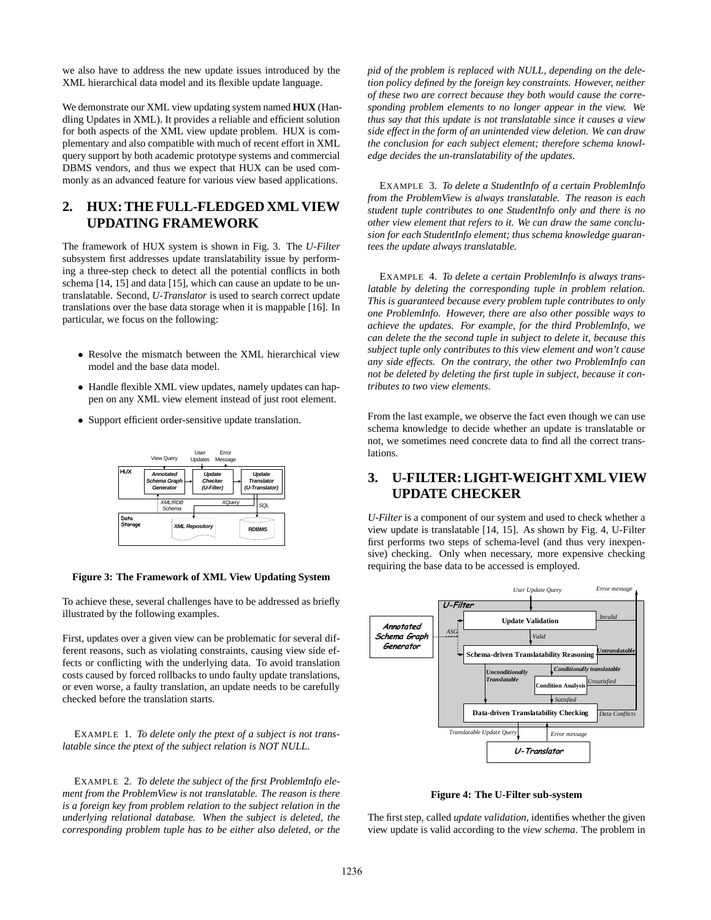we also have to address the new update issues introduced by the XML hierarchical data model and its flexible update language.

We demonstrate our XML view updating system named **HUX** (Handling Updates in XML). It provides a reliable and efficient solution for both aspects of the XML view update problem. HUX is complementary and also compatible with much of recent effort in XML query support by both academic prototype systems and commercial DBMS vendors, and thus we expect that HUX can be used commonly as an advanced feature for various view based applications.

## 2. HUX: THE FULL-FLEDGED XML VIEW UPDATING FRAMEWORK

The framework of HUX system is shown in Fig. 3. The *U-Filter* subsystem first addresses update translatability issue by performing a three-step check to detect all the potential conflicts in both schema [14, 15] and data [15], which can cause an update to be untranslatable. Second, *U-Translator* is used to search correct update translations over the base data storage when it is mappable [16]. In particular, we focus on the following:

- Resolve the mismatch between the XML hierarchical view model and the base data model.
- Handle flexible XML view updates, namely updates can happen on any XML view element instead of just root element.
- Support efficient order-sensitive update translation.

**Figure 3: The Framework of XML View Updating System**

To achieve these, several challenges have to be addressed as briefly illustrated by the following examples.

First, updates over a given view can be problematic for several different reasons, such as violating constraints, causing view side effects or conflicting with the underlying data. To avoid translation costs caused by forced rollbacks to undo faulty update translations, or even worse, a faulty translation, an update needs to be carefully checked before the translation starts.

EXAMPLE 1. *To delete only the ptext of a subject is not translatable since the ptext of the subject relation is NOT NULL.*

EXAMPLE 2. *To delete the subject of the first ProblemInfo element from the ProblemView is not translatable. The reason is there is a foreign key from problem relation to the subject relation in the underlying relational database. When the subject is deleted, the corresponding problem tuple has to be either also deleted, or the pid of the problem is replaced with NULL, depending on the deletion policy defined by the foreign key constraints. However, neither of these two are correct because they both would cause the corresponding problem elements to no longer appear in the view. We thus say that this update is not translatable since it causes a view side effect in the form of an unintended view deletion. We can draw the conclusion for each subject element; therefore schema knowledge decides the un-translatability of the updates.*

EXAMPLE 3. *To delete a StudentInfo of a certain ProblemInfo from the ProblemView is always translatable. The reason is each student tuple contributes to one StudentInfo only and there is no other view element that refers to it. We can draw the same conclusion for each StudentInfo element; thus schema knowledge guarantees the update always translatable.*

EXAMPLE 4. *To delete a certain ProblemInfo is always translatable by deleting the corresponding tuple in problem relation. This is guaranteed because every problem tuple contributes to only one ProblemInfo. However, there are also other possible ways to achieve the updates. For example, for the third ProblemInfo, we can delete the the second tuple in subject to delete it, because this subject tuple only contributes to this view element and won't cause any side effects. On the contrary, the other two ProblemInfo can not be deleted by deleting the first tuple in subject, because it contributes to two view elements.*

From the last example, we observe the fact even though we can use schema knowledge to decide whether an update is translatable or not, we sometimes need concrete data to find all the correct translations.

## 3. U-FILTER: LIGHT-WEIGHT XML VIEW UPDATE CHECKER

*U-Filter* is a component of our system and used to check whether a view update is translatable [14, 15]. As shown by Fig. 4, U-Filter first performs two steps of schema-level (and thus very inexpensive) checking. Only when necessary, more expensive checking requiring the base data to be accessed is employed.

**Figure 4: The U-Filter sub-system**

The first step, called *update validation*, identifies whether the given view update is valid according to the *view schema*. The problem in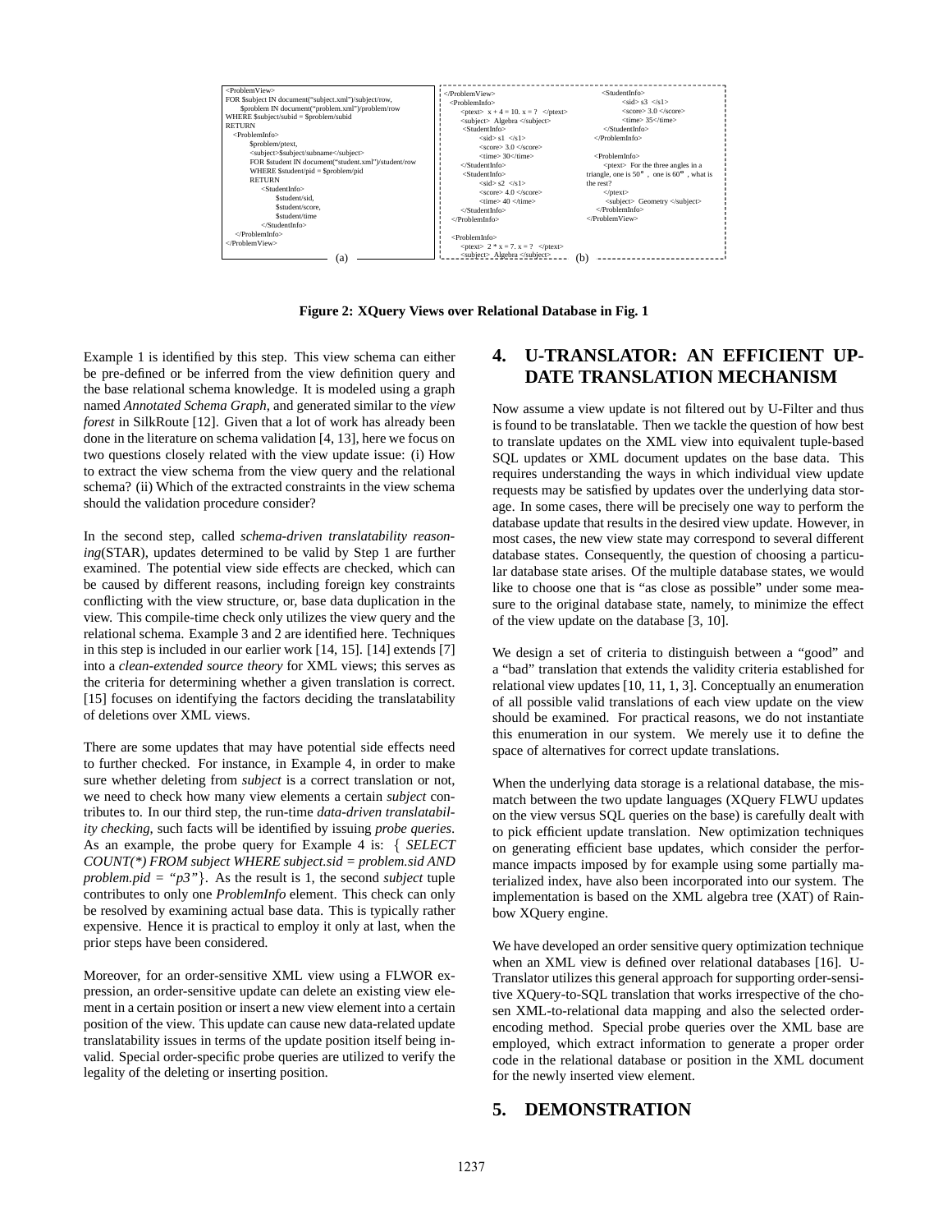```
<ProblemView>
FOR $subject IN document("subject.xml")/subject/row,
     $problem IN document("problem.xml")/problem/row
WHERE $subject/subid = $problem/subid
RETURN
   <ProblemInfo>
         $problem/ptext,
         <subject>$subject/subname</subject>
         FOR $student IN document("student.xml")/student/row
         WHERE $student/pid = $problem/pid
         RETURN
            <StudentInfo>
                  $student/sid,
                  $student/score,
                  $student/time
            </StudentInfo>
   </ProblemInfo>
</ProblemView>
```

(a)

```
</ProblemView>
  <ProblemInfo>
     <ptext>  x + 4 = 10. x = ?  </ptext>
     <subject>  Algebra </subject>
     <StudentInfo>
          <sid> s1  </s1>
          <score> 3.0 </score>
          <time> 30</time>
     </StudentInfo>
     <StudentInfo>
          <sid> s2  </s1>
          <score> 4.0 </score>
          <time> 40 </time>
     </StudentInfo>
  </ProblemInfo>

  <ProblemInfo>
     <ptext>  2 * x = 7. x = ?  </ptext>
     <subject>  Algebra </subject>
     <StudentInfo>
          <sid> s3  </s1>
          <score> 3.0 </score>
          <time> 35</time>
     </StudentInfo>
  </ProblemInfo>

  <ProblemInfo>
     <ptext>  For the three angles in a
triangle, one is 50°  , one is 60°  , what is
the rest?
     </ptext>
     <subject>  Geometry </subject>
  </ProblemInfo>
</ProblemView>
```

(b)

**Figure 2: XQuery Views over Relational Database in Fig. 1**

Example 1 is identified by this step. This view schema can either be pre-defined or be inferred from the view definition query and the base relational schema knowledge. It is modeled using a graph named *Annotated Schema Graph*, and generated similar to the *view forest* in SilkRoute [12]. Given that a lot of work has already been done in the literature on schema validation [4, 13], here we focus on two questions closely related with the view update issue: (i) How to extract the view schema from the view query and the relational schema? (ii) Which of the extracted constraints in the view schema should the validation procedure consider?

In the second step, called *schema-driven translatability reasoning*(STAR), updates determined to be valid by Step 1 are further examined. The potential view side effects are checked, which can be caused by different reasons, including foreign key constraints conflicting with the view structure, or, base data duplication in the view. This compile-time check only utilizes the view query and the relational schema. Example 3 and 2 are identified here. Techniques in this step is included in our earlier work [14, 15]. [14] extends [7] into a *clean-extended source theory* for XML views; this serves as the criteria for determining whether a given translation is correct. [15] focuses on identifying the factors deciding the translatability of deletions over XML views.

There are some updates that may have potential side effects need to further checked. For instance, in Example 4, in order to make sure whether deleting from *subject* is a correct translation or not, we need to check how many view elements a certain *subject* contributes to. In our third step, the run-time *data-driven translatability checking*, such facts will be identified by issuing *probe queries*. As an example, the probe query for Example 4 is: { *SELECT COUNT(\*) FROM subject WHERE subject.sid = problem.sid AND problem.pid = "p3"*}. As the result is 1, the second *subject* tuple contributes to only one *ProblemInfo* element. This check can only be resolved by examining actual base data. This is typically rather expensive. Hence it is practical to employ it only at last, when the prior steps have been considered.

Moreover, for an order-sensitive XML view using a FLWOR expression, an order-sensitive update can delete an existing view element in a certain position or insert a new view element into a certain position of the view. This update can cause new data-related update translatability issues in terms of the update position itself being invalid. Special order-specific probe queries are utilized to verify the legality of the deleting or inserting position.

# 4. U-TRANSLATOR: AN EFFICIENT UPDATE TRANSLATION MECHANISM

Now assume a view update is not filtered out by U-Filter and thus is found to be translatable. Then we tackle the question of how best to translate updates on the XML view into equivalent tuple-based SQL updates or XML document updates on the base data. This requires understanding the ways in which individual view update requests may be satisfied by updates over the underlying data storage. In some cases, there will be precisely one way to perform the database update that results in the desired view update. However, in most cases, the new view state may correspond to several different database states. Consequently, the question of choosing a particular database state arises. Of the multiple database states, we would like to choose one that is "as close as possible" under some measure to the original database state, namely, to minimize the effect of the view update on the database [3, 10].

We design a set of criteria to distinguish between a "good" and a "bad" translation that extends the validity criteria established for relational view updates [10, 11, 1, 3]. Conceptually an enumeration of all possible valid translations of each view update on the view should be examined. For practical reasons, we do not instantiate this enumeration in our system. We merely use it to define the space of alternatives for correct update translations.

When the underlying data storage is a relational database, the mismatch between the two update languages (XQuery FLWU updates on the view versus SQL queries on the base) is carefully dealt with to pick efficient update translation. New optimization techniques on generating efficient base updates, which consider the performance impacts imposed by for example using some partially materialized index, have also been incorporated into our system. The implementation is based on the XML algebra tree (XAT) of Rainbow XQuery engine.

We have developed an order sensitive query optimization technique when an XML view is defined over relational databases [16]. U-Translator utilizes this general approach for supporting order-sensitive XQuery-to-SQL translation that works irrespective of the chosen XML-to-relational data mapping and also the selected order-encoding method. Special probe queries over the XML base are employed, which extract information to generate a proper order code in the relational database or position in the XML document for the newly inserted view element.

# 5. DEMONSTRATION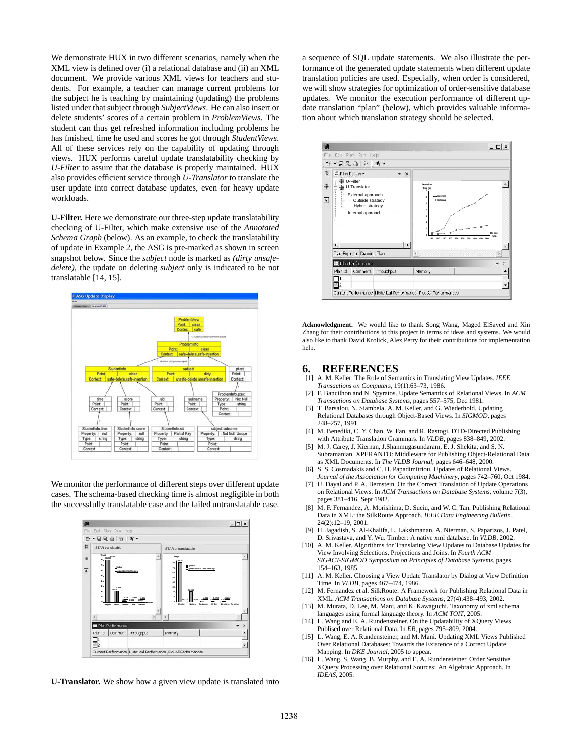We demonstrate HUX in two different scenarios, namely when the XML view is defined over (i) a relational database and (ii) an XML document. We provide various XML views for teachers and students. For example, a teacher can manage current problems for the subject he is teaching by maintaining (updating) the problems listed under that subject through *SubjectViews*. He can also insert or delete students' scores of a certain problem in *ProblemViews*. The student can thus get refreshed information including problems he has finished, time he used and scores he got through *StudentViews*. All of these services rely on the capability of updating through views. HUX performs careful update translatability checking by *U-Filter* to assure that the database is properly maintained. HUX also provides efficient service through *U-Translator* to translate the user update into correct database updates, even for heavy update workloads.

**U-Filter.** Here we demonstrate our three-step update translatability checking of U-Filter, which make extensive use of the *Annotated Schema Graph* (below). As an example, to check the translatability of update in Example 2, the ASG is pre-marked as shown in screen snapshot below. Since the *subject* node is marked as *(dirty|unsafe-delete)*, the update on deleting *subject* only is indicated to be not translatable [14, 15].

We monitor the performance of different steps over different update cases. The schema-based checking time is almost negligible in both the successfully translatable case and the failed untranslatable case.

**U-Translator.** We show how a given view update is translated into a sequence of SQL update statements. We also illustrate the performance of the generated update statements when different update translation policies are used. Especially, when order is considered, we will show strategies for optimization of order-sensitive database updates. We monitor the execution performance of different update translation "plan" (below), which provides valuable information about which translation strategy should be selected.

**Acknowledgment.** We would like to thank Song Wang, Maged ElSayed and Xin Zhang for their contributions to this project in terms of ideas and systems. We would also like to thank David Krolick, Alex Perry for their contributions for implementation help.

## 6. REFERENCES

[1] A. M. Keller. The Role of Semantics in Translating View Updates. *IEEE Transactions on Computers*, 19(1):63–73, 1986.

[2] F. Bancilhon and N. Spyratos. Update Semantics of Relational Views. In *ACM Transactions on Database Systems*, pages 557–575, Dec 1981.

[3] T. Barsalou, N. Siambela, A. M. Keller, and G. Wiederhold. Updating Relational Databases through Object-Based Views. In *SIGMOD*, pages 248–257, 1991.

[4] M. Benedikt, C. Y. Chan, W. Fan, and R. Rastogi. DTD-Directed Publishing with Attribute Translation Grammars. In *VLDB*, pages 838–849, 2002.

[5] M. J. Carey, J. Kiernan, J.Shanmugasundaram, E. J. Shekita, and S. N. Subramanian. XPERANTO: Middleware for Publishing Object-Relational Data as XML Documents. In *The VLDB Journal*, pages 646–648, 2000.

[6] S. S. Cosmadakis and C. H. Papadimitriou. Updates of Relational Views. *Journal of the Association for Computing Machinery*, pages 742–760, Oct 1984.

[7] U. Dayal and P. A. Bernstein. On the Correct Translation of Update Operations on Relational Views. In *ACM Transactions on Database Systems*, volume 7(3), pages 381–416, Sept 1982.

[8] M. F. Fernandez, A. Morishima, D. Suciu, and W. C. Tan. Publishing Relational Data in XML: the SilkRoute Approach. *IEEE Data Engineering Bulletin*, 24(2):12–19, 2001.

[9] H. Jagadish, S. Al-Khalifa, L. Lakshmanan, A. Nierman, S. Paparizos, J. Patel, D. Srivastava, and Y. Wu. Timber: A native xml database. In *VLDB*, 2002.

[10] A. M. Keller. Algorithms for Translating View Updates to Database Updates for View Involving Selections, Projections and Joins. In *Fourth ACM SIGACT-SIGMOD Symposium on Principles of Database Systems*, pages 154–163, 1985.

[11] A. M. Keller. Choosing a View Update Translator by Dialog at View Definition Time. In *VLDB*, pages 467–474, 1986.

[12] M. Fernandez et al. SilkRoute: A Framework for Publishing Relational Data in XML. *ACM Transactions on Database Systems*, 27(4):438–493, 2002.

[13] M. Murata, D. Lee, M. Mani, and K. Kawaguchi. Taxonomy of xml schema languages using formal language theory. In *ACM TOIT*, 2005.

[14] L. Wang and E. A. Rundensteiner. On the Updatability of XQuery Views Published over Relational Data. In *ER*, pages 795–809, 2004.

[15] L. Wang, E. A. Rundensteiner, and M. Mani. Updating XML Views Published Over Relational Databases: Towards the Existence of a Correct Update Mapping. In *DKE Journal*, 2005 to appear.

[16] L. Wang, S. Wang, B. Murphy, and E. A. Rundensteiner. Order Sensitive XQuery Processing over Relational Sources: An Algebraic Approach. In *IDEAS*, 2005.